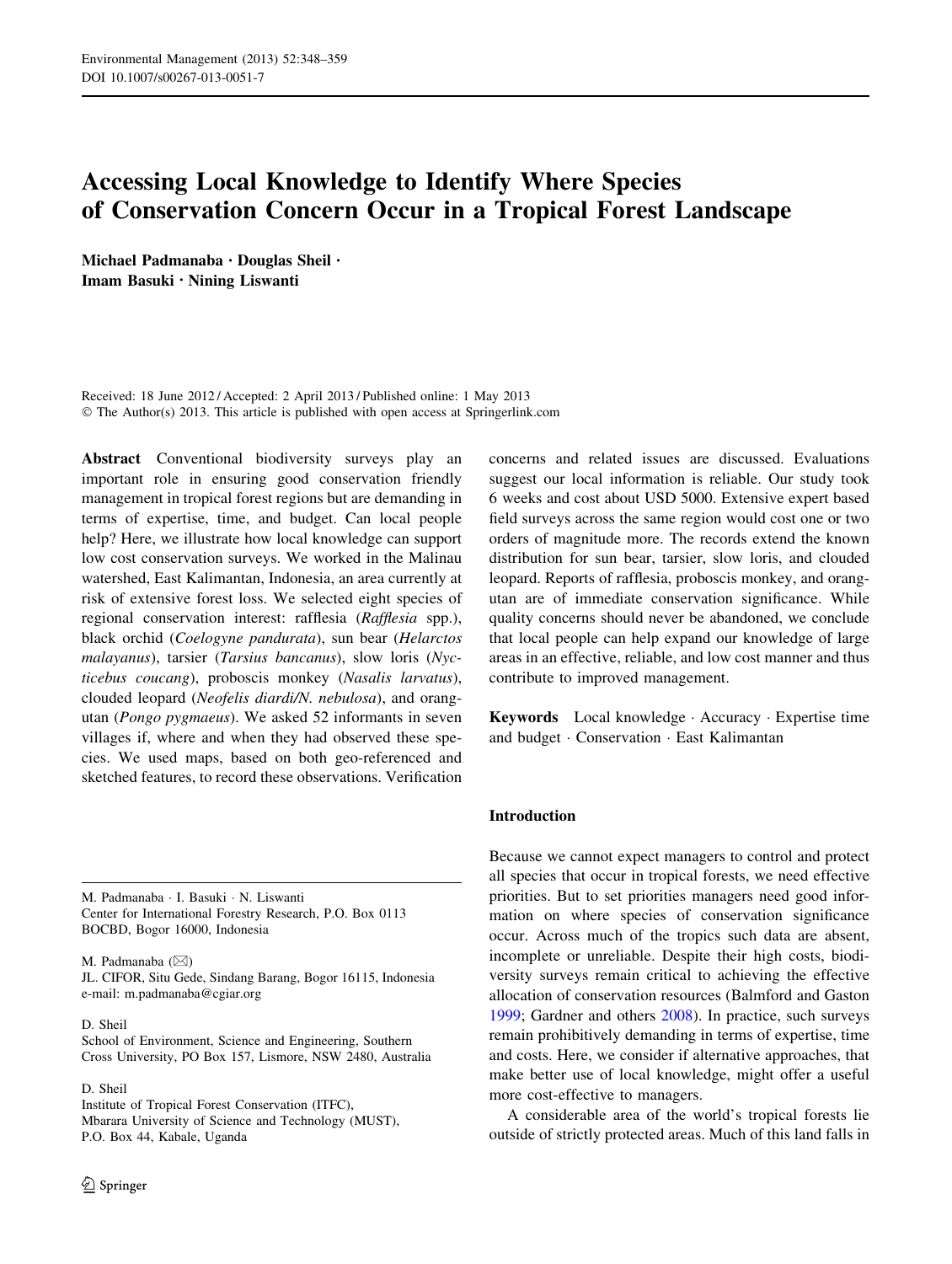# Accessing Local Knowledge to Identify Where Species of Conservation Concern Occur in a Tropical Forest Landscape

**Michael Padmanaba · Douglas Sheil · Imam Basuki · Nining Liswanti**

Received: 18 June 2012 / Accepted: 2 April 2013 / Published online: 1 May 2013
© The Author(s) 2013. This article is published with open access at Springerlink.com

**Abstract** Conventional biodiversity surveys play an important role in ensuring good conservation friendly management in tropical forest regions but are demanding in terms of expertise, time, and budget. Can local people help? Here, we illustrate how local knowledge can support low cost conservation surveys. We worked in the Malinau watershed, East Kalimantan, Indonesia, an area currently at risk of extensive forest loss. We selected eight species of regional conservation interest: rafflesia (*Rafflesia* spp.), black orchid (*Coelogyne pandurata*), sun bear (*Helarctos malayanus*), tarsier (*Tarsius bancanus*), slow loris (*Nycticebus coucang*), proboscis monkey (*Nasalis larvatus*), clouded leopard (*Neofelis diardi/N. nebulosa*), and orangutan (*Pongo pygmaeus*). We asked 52 informants in seven villages if, where and when they had observed these species. We used maps, based on both geo-referenced and sketched features, to record these observations. Verification concerns and related issues are discussed. Evaluations suggest our local information is reliable. Our study took 6 weeks and cost about USD 5000. Extensive expert based field surveys across the same region would cost one or two orders of magnitude more. The records extend the known distribution for sun bear, tarsier, slow loris, and clouded leopard. Reports of rafflesia, proboscis monkey, and orangutan are of immediate conservation significance. While quality concerns should never be abandoned, we conclude that local people can help expand our knowledge of large areas in an effective, reliable, and low cost manner and thus contribute to improved management.

**Keywords** Local knowledge · Accuracy · Expertise time and budget · Conservation · East Kalimantan

M. Padmanaba · I. Basuki · N. Liswanti
Center for International Forestry Research, P.O. Box 0113 BOCBD, Bogor 16000, Indonesia

M. Padmanaba (✉)
JL. CIFOR, Situ Gede, Sindang Barang, Bogor 16115, Indonesia
e-mail: m.padmanaba@cgiar.org

D. Sheil
School of Environment, Science and Engineering, Southern Cross University, PO Box 157, Lismore, NSW 2480, Australia

D. Sheil
Institute of Tropical Forest Conservation (ITFC), Mbarara University of Science and Technology (MUST), P.O. Box 44, Kabale, Uganda

## Introduction

Because we cannot expect managers to control and protect all species that occur in tropical forests, we need effective priorities. But to set priorities managers need good information on where species of conservation significance occur. Across much of the tropics such data are absent, incomplete or unreliable. Despite their high costs, biodiversity surveys remain critical to achieving the effective allocation of conservation resources (Balmford and Gaston 1999; Gardner and others 2008). In practice, such surveys remain prohibitively demanding in terms of expertise, time and costs. Here, we consider if alternative approaches, that make better use of local knowledge, might offer a useful more cost-effective to managers.

A considerable area of the world's tropical forests lie outside of strictly protected areas. Much of this land falls in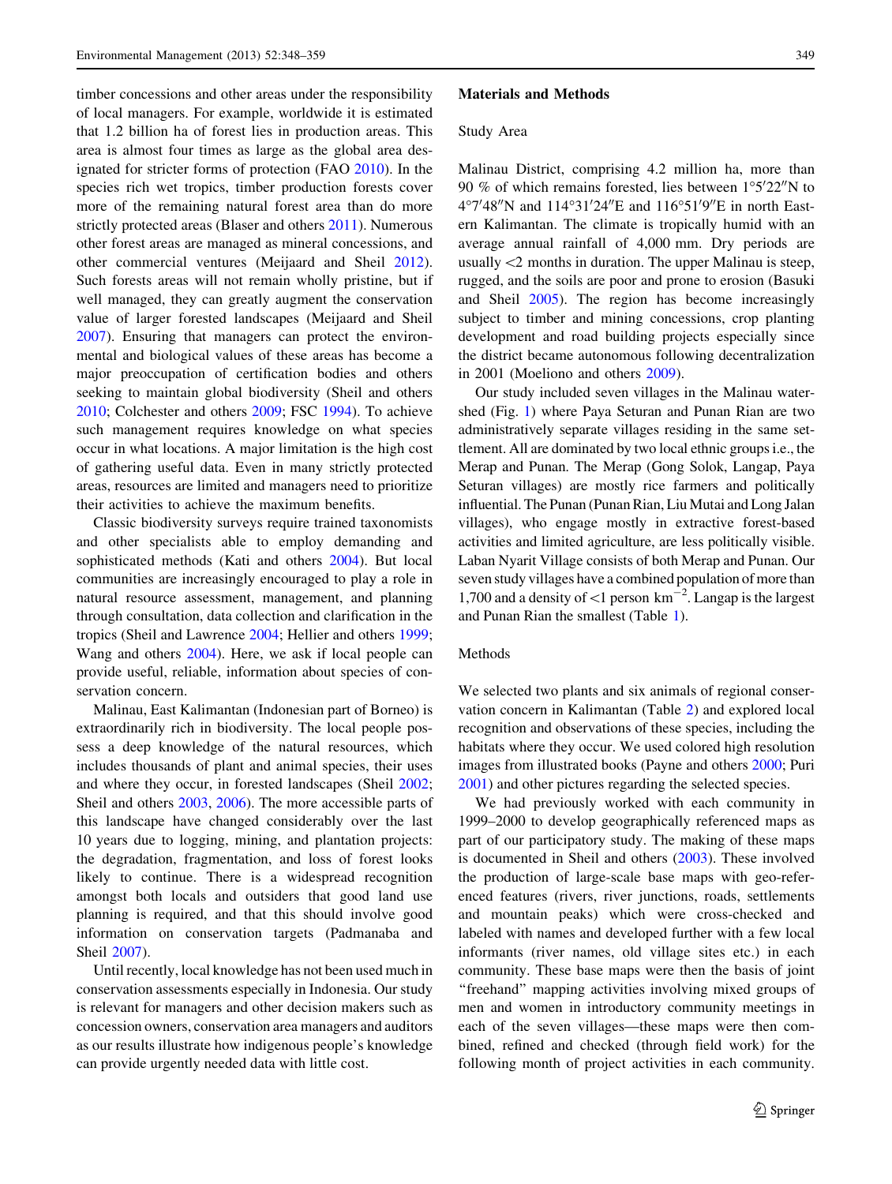timber concessions and other areas under the responsibility of local managers. For example, worldwide it is estimated that 1.2 billion ha of forest lies in production areas. This area is almost four times as large as the global area designated for stricter forms of protection (FAO 2010). In the species rich wet tropics, timber production forests cover more of the remaining natural forest area than do more strictly protected areas (Blaser and others 2011). Numerous other forest areas are managed as mineral concessions, and other commercial ventures (Meijaard and Sheil 2012). Such forests areas will not remain wholly pristine, but if well managed, they can greatly augment the conservation value of larger forested landscapes (Meijaard and Sheil 2007). Ensuring that managers can protect the environmental and biological values of these areas has become a major preoccupation of certification bodies and others seeking to maintain global biodiversity (Sheil and others 2010; Colchester and others 2009; FSC 1994). To achieve such management requires knowledge on what species occur in what locations. A major limitation is the high cost of gathering useful data. Even in many strictly protected areas, resources are limited and managers need to prioritize their activities to achieve the maximum benefits.

Classic biodiversity surveys require trained taxonomists and other specialists able to employ demanding and sophisticated methods (Kati and others 2004). But local communities are increasingly encouraged to play a role in natural resource assessment, management, and planning through consultation, data collection and clarification in the tropics (Sheil and Lawrence 2004; Hellier and others 1999; Wang and others 2004). Here, we ask if local people can provide useful, reliable, information about species of conservation concern.

Malinau, East Kalimantan (Indonesian part of Borneo) is extraordinarily rich in biodiversity. The local people possess a deep knowledge of the natural resources, which includes thousands of plant and animal species, their uses and where they occur, in forested landscapes (Sheil 2002; Sheil and others 2003, 2006). The more accessible parts of this landscape have changed considerably over the last 10 years due to logging, mining, and plantation projects: the degradation, fragmentation, and loss of forest looks likely to continue. There is a widespread recognition amongst both locals and outsiders that good land use planning is required, and that this should involve good information on conservation targets (Padmanaba and Sheil 2007).

Until recently, local knowledge has not been used much in conservation assessments especially in Indonesia. Our study is relevant for managers and other decision makers such as concession owners, conservation area managers and auditors as our results illustrate how indigenous people's knowledge can provide urgently needed data with little cost.

## Materials and Methods

### Study Area

Malinau District, comprising 4.2 million ha, more than 90 % of which remains forested, lies between 1°5′22″N to 4°7′48″N and 114°31′24″E and 116°51′9″E in north Eastern Kalimantan. The climate is tropically humid with an average annual rainfall of 4,000 mm. Dry periods are usually <2 months in duration. The upper Malinau is steep, rugged, and the soils are poor and prone to erosion (Basuki and Sheil 2005). The region has become increasingly subject to timber and mining concessions, crop planting development and road building projects especially since the district became autonomous following decentralization in 2001 (Moeliono and others 2009).

Our study included seven villages in the Malinau watershed (Fig. 1) where Paya Seturan and Punan Rian are two administratively separate villages residing in the same settlement. All are dominated by two local ethnic groups i.e., the Merap and Punan. The Merap (Gong Solok, Langap, Paya Seturan villages) are mostly rice farmers and politically influential. The Punan (Punan Rian, Liu Mutai and Long Jalan villages), who engage mostly in extractive forest-based activities and limited agriculture, are less politically visible. Laban Nyarit Village consists of both Merap and Punan. Our seven study villages have a combined population of more than 1,700 and a density of <1 person $\text{km}^{-2}$. Langap is the largest and Punan Rian the smallest (Table 1).

### Methods

We selected two plants and six animals of regional conservation concern in Kalimantan (Table 2) and explored local recognition and observations of these species, including the habitats where they occur. We used colored high resolution images from illustrated books (Payne and others 2000; Puri 2001) and other pictures regarding the selected species.

We had previously worked with each community in 1999–2000 to develop geographically referenced maps as part of our participatory study. The making of these maps is documented in Sheil and others (2003). These involved the production of large-scale base maps with geo-referenced features (rivers, river junctions, roads, settlements and mountain peaks) which were cross-checked and labeled with names and developed further with a few local informants (river names, old village sites etc.) in each community. These base maps were then the basis of joint "freehand" mapping activities involving mixed groups of men and women in introductory community meetings in each of the seven villages—these maps were then combined, refined and checked (through field work) for the following month of project activities in each community.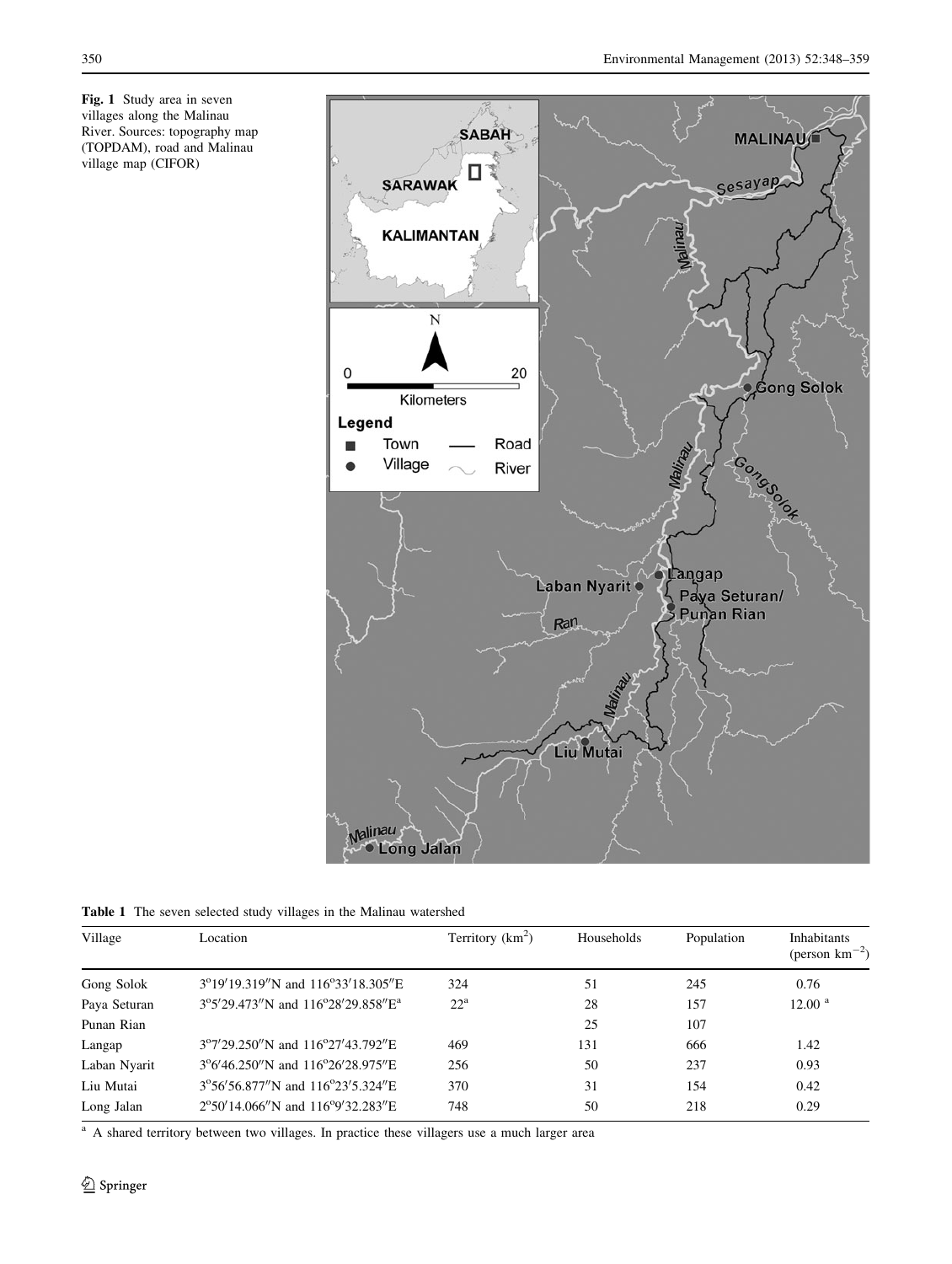**Fig. 1** Study area in seven villages along the Malinau River. Sources: topography map (TOPDAM), road and Malinau village map (CIFOR)

**Table 1** The seven selected study villages in the Malinau watershed

| Village | Location | Territory ($km^2$) | Households | Population | Inhabitants (person $km^{-2}$) |
|---|---|---|---|---|---|
| Gong Solok | 3°19′19.319″N and 116°33′18.305″E | 324 | 51 | 245 | 0.76 |
| Paya Seturan | 3°5′29.473″N and 116°28′29.858″E[a] | 22[a] | 28 | 157 | 12.00 [a] |
| Punan Rian | | | 25 | 107 | |
| Langap | 3°7′29.250″N and 116°27′43.792″E | 469 | 131 | 666 | 1.42 |
| Laban Nyarit | 3°6′46.250″N and 116°26′28.975″E | 256 | 50 | 237 | 0.93 |
| Liu Mutai | 3°56′56.877″N and 116°23′5.324″E | 370 | 31 | 154 | 0.42 |
| Long Jalan | 2°50′14.066″N and 116°9′32.283″E | 748 | 50 | 218 | 0.29 |

[a] A shared territory between two villages. In practice these villagers use a much larger area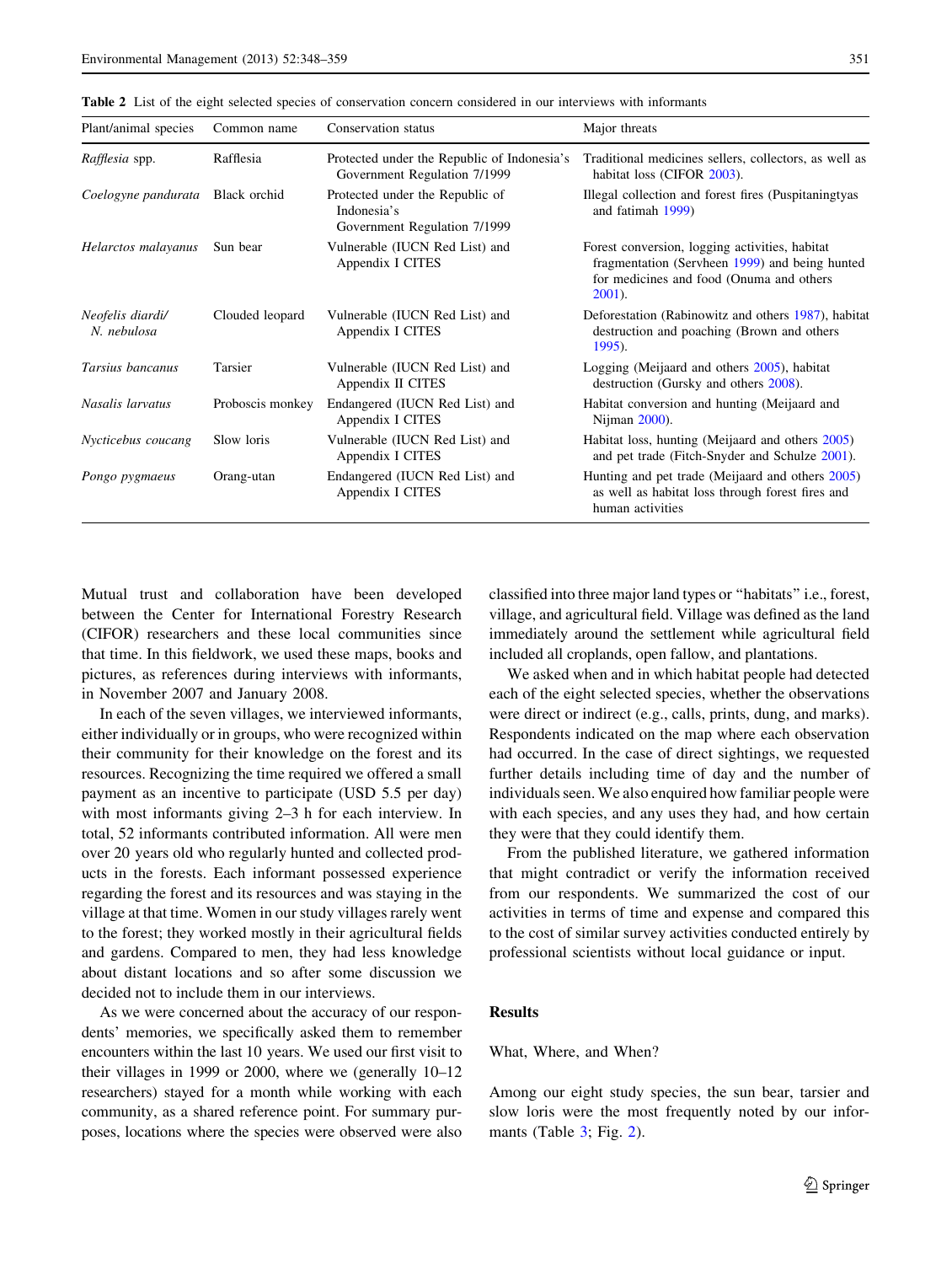**Table 2** List of the eight selected species of conservation concern considered in our interviews with informants

| Plant/animal species | Common name | Conservation status | Major threats |
| --- | --- | --- | --- |
| *Rafflesia* spp. | Rafflesia | Protected under the Republic of Indonesia's Government Regulation 7/1999 | Traditional medicines sellers, collectors, as well as habitat loss (CIFOR 2003). |
| *Coelogyne pandurata* | Black orchid | Protected under the Republic of Indonesia's Government Regulation 7/1999 | Illegal collection and forest fires (Puspitaningtyas and fatimah 1999) |
| *Helarctos malayanus* | Sun bear | Vulnerable (IUCN Red List) and Appendix I CITES | Forest conversion, logging activities, habitat fragmentation (Servheen 1999) and being hunted for medicines and food (Onuma and others 2001). |
| *Neofelis diardi/ N. nebulosa* | Clouded leopard | Vulnerable (IUCN Red List) and Appendix I CITES | Deforestation (Rabinowitz and others 1987), habitat destruction and poaching (Brown and others 1995). |
| *Tarsius bancanus* | Tarsier | Vulnerable (IUCN Red List) and Appendix II CITES | Logging (Meijaard and others 2005), habitat destruction (Gursky and others 2008). |
| *Nasalis larvatus* | Proboscis monkey | Endangered (IUCN Red List) and Appendix I CITES | Habitat conversion and hunting (Meijaard and Nijman 2000). |
| *Nycticebus coucang* | Slow loris | Vulnerable (IUCN Red List) and Appendix I CITES | Habitat loss, hunting (Meijaard and others 2005) and pet trade (Fitch-Snyder and Schulze 2001). |
| *Pongo pygmaeus* | Orang-utan | Endangered (IUCN Red List) and Appendix I CITES | Hunting and pet trade (Meijaard and others 2005) as well as habitat loss through forest fires and human activities |

Mutual trust and collaboration have been developed between the Center for International Forestry Research (CIFOR) researchers and these local communities since that time. In this fieldwork, we used these maps, books and pictures, as references during interviews with informants, in November 2007 and January 2008.

In each of the seven villages, we interviewed informants, either individually or in groups, who were recognized within their community for their knowledge on the forest and its resources. Recognizing the time required we offered a small payment as an incentive to participate (USD 5.5 per day) with most informants giving 2–3 h for each interview. In total, 52 informants contributed information. All were men over 20 years old who regularly hunted and collected products in the forests. Each informant possessed experience regarding the forest and its resources and was staying in the village at that time. Women in our study villages rarely went to the forest; they worked mostly in their agricultural fields and gardens. Compared to men, they had less knowledge about distant locations and so after some discussion we decided not to include them in our interviews.

As we were concerned about the accuracy of our respondents' memories, we specifically asked them to remember encounters within the last 10 years. We used our first visit to their villages in 1999 or 2000, where we (generally 10–12 researchers) stayed for a month while working with each community, as a shared reference point. For summary purposes, locations where the species were observed were also classified into three major land types or "habitats" i.e., forest, village, and agricultural field. Village was defined as the land immediately around the settlement while agricultural field included all croplands, open fallow, and plantations.

We asked when and in which habitat people had detected each of the eight selected species, whether the observations were direct or indirect (e.g., calls, prints, dung, and marks). Respondents indicated on the map where each observation had occurred. In the case of direct sightings, we requested further details including time of day and the number of individuals seen. We also enquired how familiar people were with each species, and any uses they had, and how certain they were that they could identify them.

From the published literature, we gathered information that might contradict or verify the information received from our respondents. We summarized the cost of our activities in terms of time and expense and compared this to the cost of similar survey activities conducted entirely by professional scientists without local guidance or input.

## Results

### What, Where, and When?

Among our eight study species, the sun bear, tarsier and slow loris were the most frequently noted by our informants (Table 3; Fig. 2).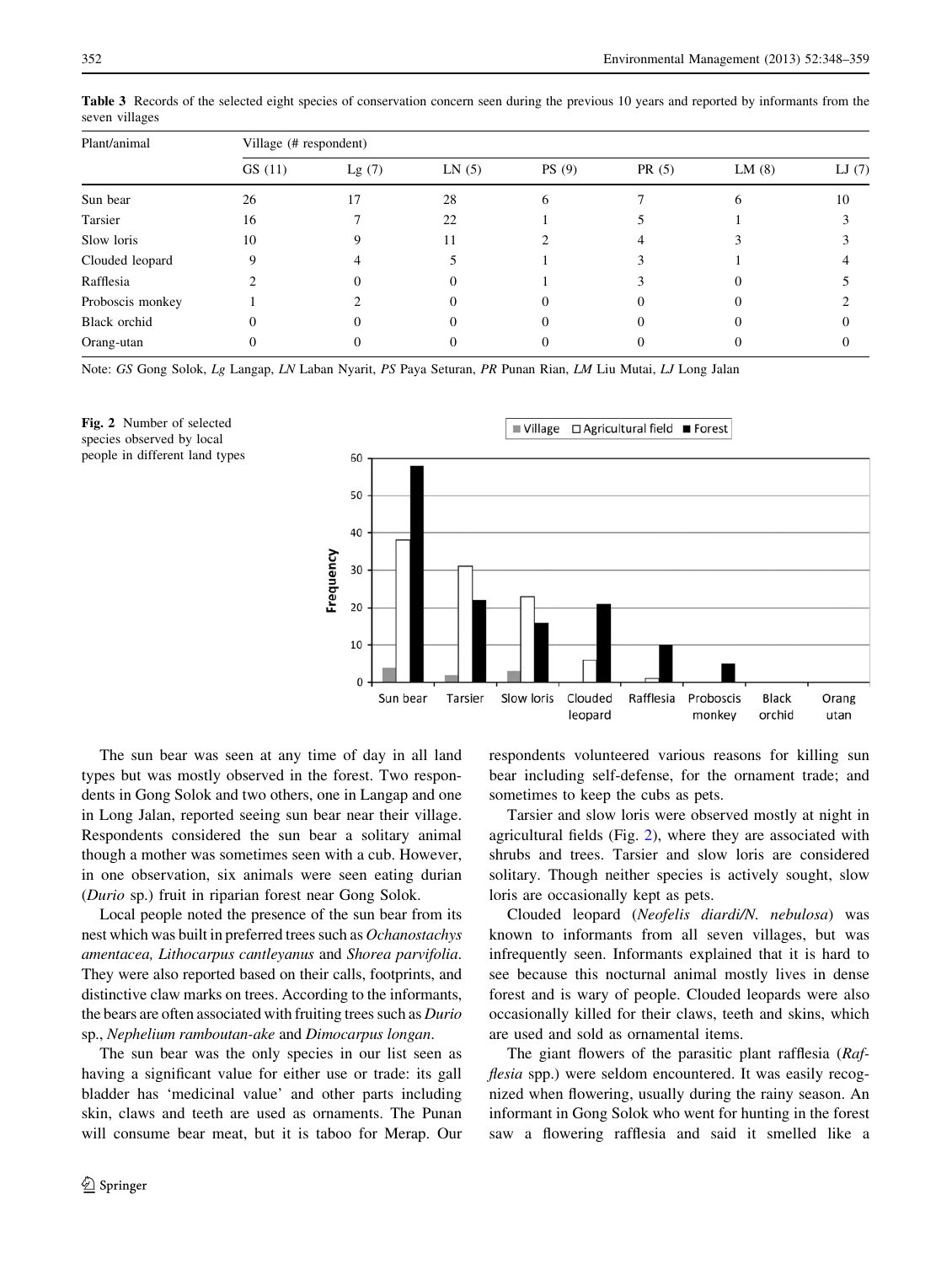**Table 3** Records of the selected eight species of conservation concern seen during the previous 10 years and reported by informants from the seven villages

| Plant/animal | Village (# respondent) | | | | | | |
|---|---|---|---|---|---|---|---|
| | GS (11) | Lg (7) | LN (5) | PS (9) | PR (5) | LM (8) | LJ (7) |
| Sun bear | 26 | 17 | 28 | 6 | 7 | 6 | 10 |
| Tarsier | 16 | 7 | 22 | 1 | 5 | 1 | 3 |
| Slow loris | 10 | 9 | 11 | 2 | 4 | 3 | 3 |
| Clouded leopard | 9 | 4 | 5 | 1 | 3 | 1 | 4 |
| Rafflesia | 2 | 0 | 0 | 1 | 3 | 0 | 5 |
| Proboscis monkey | 1 | 2 | 0 | 0 | 0 | 0 | 2 |
| Black orchid | 0 | 0 | 0 | 0 | 0 | 0 | 0 |
| Orang-utan | 0 | 0 | 0 | 0 | 0 | 0 | 0 |

Note: *GS* Gong Solok, *Lg* Langap, *LN* Laban Nyarit, *PS* Paya Seturan, *PR* Punan Rian, *LM* Liu Mutai, *LJ* Long Jalan

**Fig. 2** Number of selected species observed by local people in different land types

The sun bear was seen at any time of day in all land types but was mostly observed in the forest. Two respondents in Gong Solok and two others, one in Langap and one in Long Jalan, reported seeing sun bear near their village. Respondents considered the sun bear a solitary animal though a mother was sometimes seen with a cub. However, in one observation, six animals were seen eating durian (*Durio* sp.) fruit in riparian forest near Gong Solok.

Local people noted the presence of the sun bear from its nest which was built in preferred trees such as *Ochanostachys amentacea, Lithocarpus cantleyanus* and *Shorea parvifolia*. They were also reported based on their calls, footprints, and distinctive claw marks on trees. According to the informants, the bears are often associated with fruiting trees such as *Durio* sp., *Nephelium ramboutan-ake* and *Dimocarpus longan*.

The sun bear was the only species in our list seen as having a significant value for either use or trade: its gall bladder has 'medicinal value' and other parts including skin, claws and teeth are used as ornaments. The Punan will consume bear meat, but it is taboo for Merap. Our respondents volunteered various reasons for killing sun bear including self-defense, for the ornament trade; and sometimes to keep the cubs as pets.

Tarsier and slow loris were observed mostly at night in agricultural fields (Fig. 2), where they are associated with shrubs and trees. Tarsier and slow loris are considered solitary. Though neither species is actively sought, slow loris are occasionally kept as pets.

Clouded leopard (*Neofelis diardi/N. nebulosa*) was known to informants from all seven villages, but was infrequently seen. Informants explained that it is hard to see because this nocturnal animal mostly lives in dense forest and is wary of people. Clouded leopards were also occasionally killed for their claws, teeth and skins, which are used and sold as ornamental items.

The giant flowers of the parasitic plant rafflesia (*Rafflesia* spp.) were seldom encountered. It was easily recognized when flowering, usually during the rainy season. An informant in Gong Solok who went for hunting in the forest saw a flowering rafflesia and said it smelled like a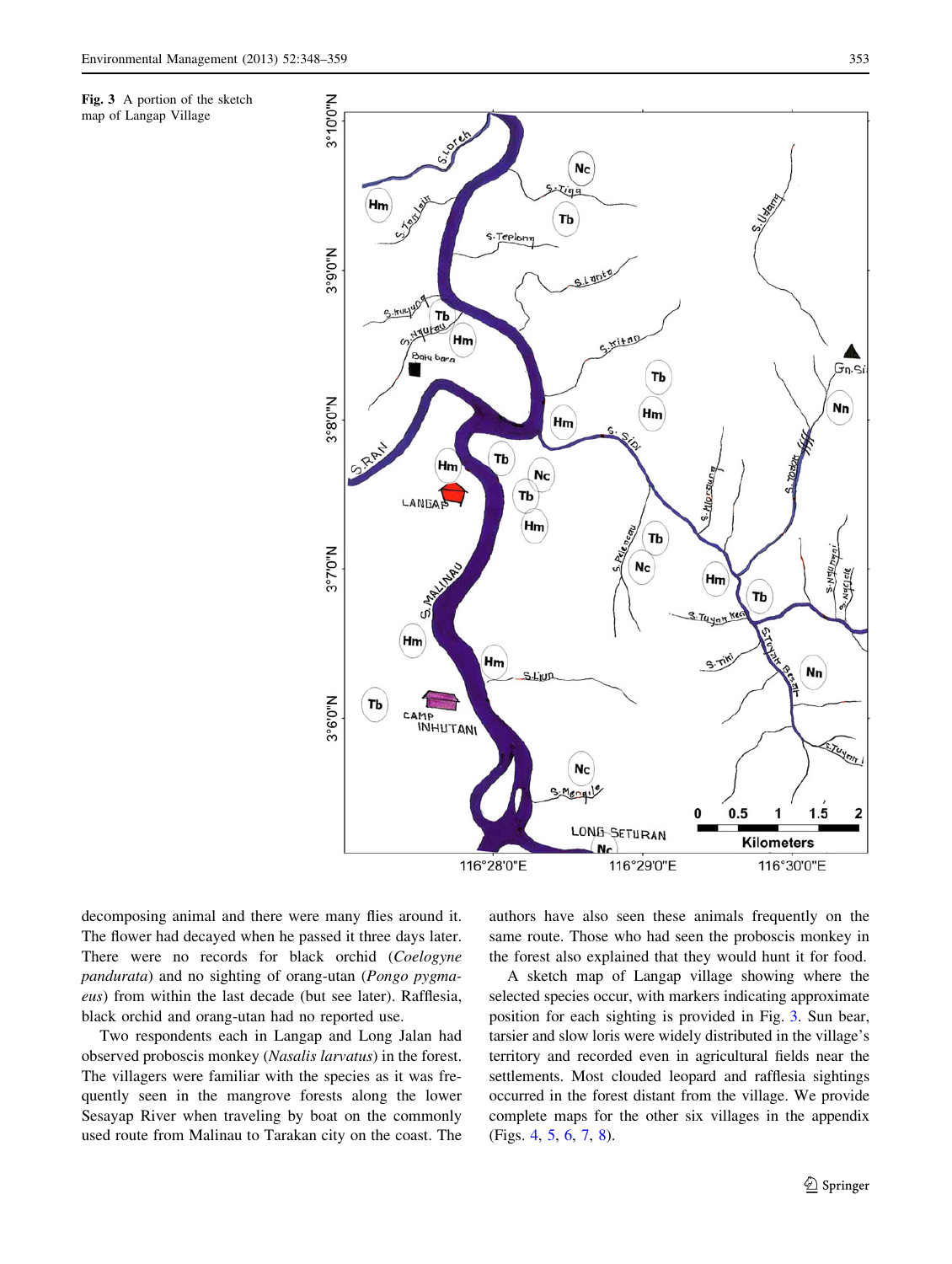Fig. 3 A portion of the sketch map of Langap Village

decomposing animal and there were many flies around it. The flower had decayed when he passed it three days later. There were no records for black orchid (*Coelogyne pandurata*) and no sighting of orang-utan (*Pongo pygmaeus*) from within the last decade (but see later). Rafflesia, black orchid and orang-utan had no reported use.

Two respondents each in Langap and Long Jalan had observed proboscis monkey (*Nasalis larvatus*) in the forest. The villagers were familiar with the species as it was frequently seen in the mangrove forests along the lower Sesayap River when traveling by boat on the commonly used route from Malinau to Tarakan city on the coast. The authors have also seen these animals frequently on the same route. Those who had seen the proboscis monkey in the forest also explained that they would hunt it for food.

A sketch map of Langap village showing where the selected species occur, with markers indicating approximate position for each sighting is provided in Fig. 3. Sun bear, tarsier and slow loris were widely distributed in the village's territory and recorded even in agricultural fields near the settlements. Most clouded leopard and rafflesia sightings occurred in the forest distant from the village. We provide complete maps for the other six villages in the appendix (Figs. 4, 5, 6, 7, 8).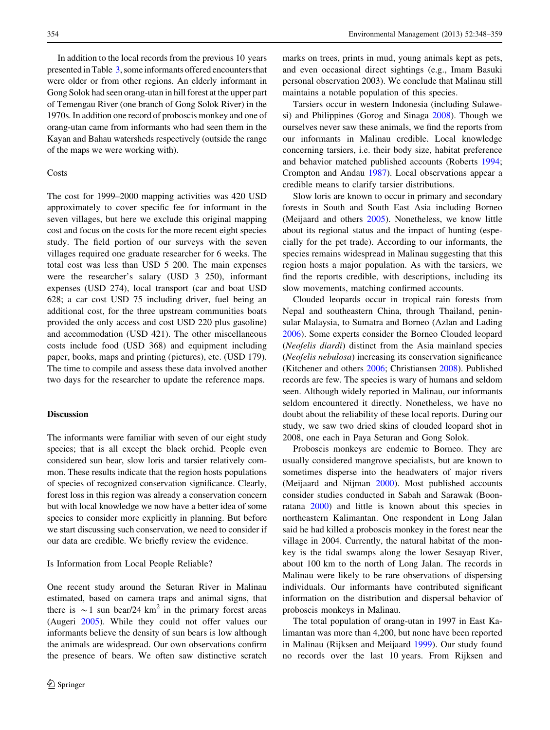In addition to the local records from the previous 10 years presented in Table 3, some informants offered encounters that were older or from other regions. An elderly informant in Gong Solok had seen orang-utan in hill forest at the upper part of Temengau River (one branch of Gong Solok River) in the 1970s. In addition one record of proboscis monkey and one of orang-utan came from informants who had seen them in the Kayan and Bahau watersheds respectively (outside the range of the maps we were working with).

Costs

The cost for 1999–2000 mapping activities was 420 USD approximately to cover specific fee for informant in the seven villages, but here we exclude this original mapping cost and focus on the costs for the more recent eight species study. The field portion of our surveys with the seven villages required one graduate researcher for 6 weeks. The total cost was less than USD 5 200. The main expenses were the researcher's salary (USD 3 250), informant expenses (USD 274), local transport (car and boat USD 628; a car cost USD 75 including driver, fuel being an additional cost, for the three upstream communities boats provided the only access and cost USD 220 plus gasoline) and accommodation (USD 421). The other miscellaneous costs include food (USD 368) and equipment including paper, books, maps and printing (pictures), etc. (USD 179). The time to compile and assess these data involved another two days for the researcher to update the reference maps.

## Discussion

The informants were familiar with seven of our eight study species; that is all except the black orchid. People even considered sun bear, slow loris and tarsier relatively common. These results indicate that the region hosts populations of species of recognized conservation significance. Clearly, forest loss in this region was already a conservation concern but with local knowledge we now have a better idea of some species to consider more explicitly in planning. But before we start discussing such conservation, we need to consider if our data are credible. We briefly review the evidence.

Is Information from Local People Reliable?

One recent study around the Seturan River in Malinau estimated, based on camera traps and animal signs, that there is $\sim 1$ sun bear/24 km$^2$ in the primary forest areas (Augeri 2005). While they could not offer values our informants believe the density of sun bears is low although the animals are widespread. Our own observations confirm the presence of bears. We often saw distinctive scratch marks on trees, prints in mud, young animals kept as pets, and even occasional direct sightings (e.g., Imam Basuki personal observation 2003). We conclude that Malinau still maintains a notable population of this species.

Tarsiers occur in western Indonesia (including Sulawesi) and Philippines (Gorog and Sinaga 2008). Though we ourselves never saw these animals, we find the reports from our informants in Malinau credible. Local knowledge concerning tarsiers, i.e. their body size, habitat preference and behavior matched published accounts (Roberts 1994; Crompton and Andau 1987). Local observations appear a credible means to clarify tarsier distributions.

Slow loris are known to occur in primary and secondary forests in South and South East Asia including Borneo (Meijaard and others 2005). Nonetheless, we know little about its regional status and the impact of hunting (especially for the pet trade). According to our informants, the species remains widespread in Malinau suggesting that this region hosts a major population. As with the tarsiers, we find the reports credible, with descriptions, including its slow movements, matching confirmed accounts.

Clouded leopards occur in tropical rain forests from Nepal and southeastern China, through Thailand, peninsular Malaysia, to Sumatra and Borneo (Azlan and Lading 2006). Some experts consider the Borneo Clouded leopard (*Neofelis diardi*) distinct from the Asia mainland species (*Neofelis nebulosa*) increasing its conservation significance (Kitchener and others 2006; Christiansen 2008). Published records are few. The species is wary of humans and seldom seen. Although widely reported in Malinau, our informants seldom encountered it directly. Nonetheless, we have no doubt about the reliability of these local reports. During our study, we saw two dried skins of clouded leopard shot in 2008, one each in Paya Seturan and Gong Solok.

Proboscis monkeys are endemic to Borneo. They are usually considered mangrove specialists, but are known to sometimes disperse into the headwaters of major rivers (Meijaard and Nijman 2000). Most published accounts consider studies conducted in Sabah and Sarawak (Boonratana 2000) and little is known about this species in northeastern Kalimantan. One respondent in Long Jalan said he had killed a proboscis monkey in the forest near the village in 2004. Currently, the natural habitat of the monkey is the tidal swamps along the lower Sesayap River, about 100 km to the north of Long Jalan. The records in Malinau were likely to be rare observations of dispersing individuals. Our informants have contributed significant information on the distribution and dispersal behavior of proboscis monkeys in Malinau.

The total population of orang-utan in 1997 in East Kalimantan was more than 4,200, but none have been reported in Malinau (Rijksen and Meijaard 1999). Our study found no records over the last 10 years. From Rijksen and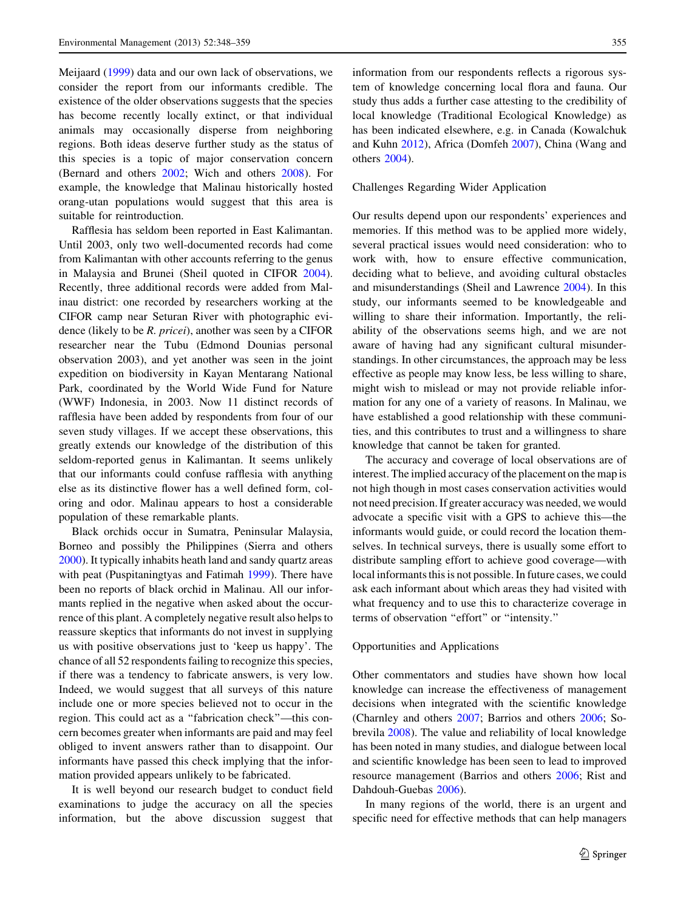Meijaard (1999) data and our own lack of observations, we consider the report from our informants credible. The existence of the older observations suggests that the species has become recently locally extinct, or that individual animals may occasionally disperse from neighboring regions. Both ideas deserve further study as the status of this species is a topic of major conservation concern (Bernard and others 2002; Wich and others 2008). For example, the knowledge that Malinau historically hosted orang-utan populations would suggest that this area is suitable for reintroduction.

Rafflesia has seldom been reported in East Kalimantan. Until 2003, only two well-documented records had come from Kalimantan with other accounts referring to the genus in Malaysia and Brunei (Sheil quoted in CIFOR 2004). Recently, three additional records were added from Malinau district: one recorded by researchers working at the CIFOR camp near Seturan River with photographic evidence (likely to be *R. pricei*), another was seen by a CIFOR researcher near the Tubu (Edmond Dounias personal observation 2003), and yet another was seen in the joint expedition on biodiversity in Kayan Mentarang National Park, coordinated by the World Wide Fund for Nature (WWF) Indonesia, in 2003. Now 11 distinct records of rafflesia have been added by respondents from four of our seven study villages. If we accept these observations, this greatly extends our knowledge of the distribution of this seldom-reported genus in Kalimantan. It seems unlikely that our informants could confuse rafflesia with anything else as its distinctive flower has a well defined form, coloring and odor. Malinau appears to host a considerable population of these remarkable plants.

Black orchids occur in Sumatra, Peninsular Malaysia, Borneo and possibly the Philippines (Sierra and others 2000). It typically inhabits heath land and sandy quartz areas with peat (Puspitaningtyas and Fatimah 1999). There have been no reports of black orchid in Malinau. All our informants replied in the negative when asked about the occurrence of this plant. A completely negative result also helps to reassure skeptics that informants do not invest in supplying us with positive observations just to 'keep us happy'. The chance of all 52 respondents failing to recognize this species, if there was a tendency to fabricate answers, is very low. Indeed, we would suggest that all surveys of this nature include one or more species believed not to occur in the region. This could act as a "fabrication check"—this concern becomes greater when informants are paid and may feel obliged to invent answers rather than to disappoint. Our informants have passed this check implying that the information provided appears unlikely to be fabricated.

It is well beyond our research budget to conduct field examinations to judge the accuracy on all the species information, but the above discussion suggest that information from our respondents reflects a rigorous system of knowledge concerning local flora and fauna. Our study thus adds a further case attesting to the credibility of local knowledge (Traditional Ecological Knowledge) as has been indicated elsewhere, e.g. in Canada (Kowalchuk and Kuhn 2012), Africa (Domfeh 2007), China (Wang and others 2004).

### Challenges Regarding Wider Application

Our results depend upon our respondents' experiences and memories. If this method was to be applied more widely, several practical issues would need consideration: who to work with, how to ensure effective communication, deciding what to believe, and avoiding cultural obstacles and misunderstandings (Sheil and Lawrence 2004). In this study, our informants seemed to be knowledgeable and willing to share their information. Importantly, the reliability of the observations seems high, and we are not aware of having had any significant cultural misunderstandings. In other circumstances, the approach may be less effective as people may know less, be less willing to share, might wish to mislead or may not provide reliable information for any one of a variety of reasons. In Malinau, we have established a good relationship with these communities, and this contributes to trust and a willingness to share knowledge that cannot be taken for granted.

The accuracy and coverage of local observations are of interest. The implied accuracy of the placement on the map is not high though in most cases conservation activities would not need precision. If greater accuracy was needed, we would advocate a specific visit with a GPS to achieve this—the informants would guide, or could record the location themselves. In technical surveys, there is usually some effort to distribute sampling effort to achieve good coverage—with local informants this is not possible. In future cases, we could ask each informant about which areas they had visited with what frequency and to use this to characterize coverage in terms of observation "effort" or "intensity."

### Opportunities and Applications

Other commentators and studies have shown how local knowledge can increase the effectiveness of management decisions when integrated with the scientific knowledge (Charnley and others 2007; Barrios and others 2006; Sobrevila 2008). The value and reliability of local knowledge has been noted in many studies, and dialogue between local and scientific knowledge has been seen to lead to improved resource management (Barrios and others 2006; Rist and Dahdouh-Guebas 2006).

In many regions of the world, there is an urgent and specific need for effective methods that can help managers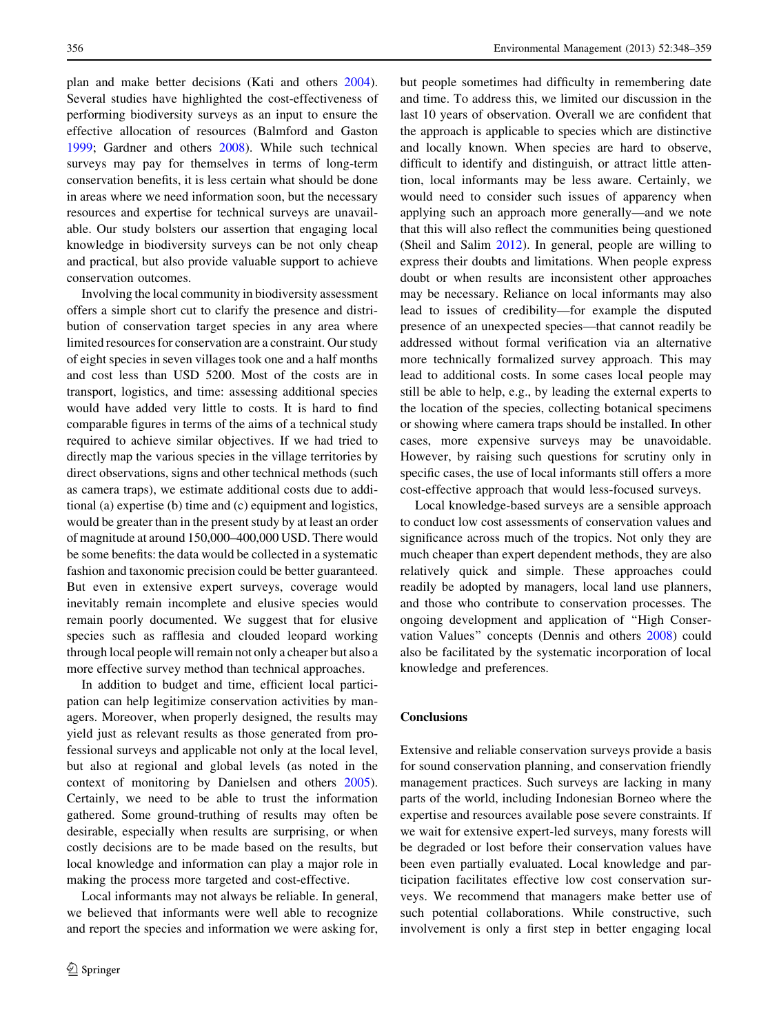plan and make better decisions (Kati and others 2004). Several studies have highlighted the cost-effectiveness of performing biodiversity surveys as an input to ensure the effective allocation of resources (Balmford and Gaston 1999; Gardner and others 2008). While such technical surveys may pay for themselves in terms of long-term conservation benefits, it is less certain what should be done in areas where we need information soon, but the necessary resources and expertise for technical surveys are unavailable. Our study bolsters our assertion that engaging local knowledge in biodiversity surveys can be not only cheap and practical, but also provide valuable support to achieve conservation outcomes.

Involving the local community in biodiversity assessment offers a simple short cut to clarify the presence and distribution of conservation target species in any area where limited resources for conservation are a constraint. Our study of eight species in seven villages took one and a half months and cost less than USD 5200. Most of the costs are in transport, logistics, and time: assessing additional species would have added very little to costs. It is hard to find comparable figures in terms of the aims of a technical study required to achieve similar objectives. If we had tried to directly map the various species in the village territories by direct observations, signs and other technical methods (such as camera traps), we estimate additional costs due to additional (a) expertise (b) time and (c) equipment and logistics, would be greater than in the present study by at least an order of magnitude at around 150,000–400,000 USD. There would be some benefits: the data would be collected in a systematic fashion and taxonomic precision could be better guaranteed. But even in extensive expert surveys, coverage would inevitably remain incomplete and elusive species would remain poorly documented. We suggest that for elusive species such as rafflesia and clouded leopard working through local people will remain not only a cheaper but also a more effective survey method than technical approaches.

In addition to budget and time, efficient local participation can help legitimize conservation activities by managers. Moreover, when properly designed, the results may yield just as relevant results as those generated from professional surveys and applicable not only at the local level, but also at regional and global levels (as noted in the context of monitoring by Danielsen and others 2005). Certainly, we need to be able to trust the information gathered. Some ground-truthing of results may often be desirable, especially when results are surprising, or when costly decisions are to be made based on the results, but local knowledge and information can play a major role in making the process more targeted and cost-effective.

Local informants may not always be reliable. In general, we believed that informants were well able to recognize and report the species and information we were asking for, but people sometimes had difficulty in remembering date and time. To address this, we limited our discussion in the last 10 years of observation. Overall we are confident that the approach is applicable to species which are distinctive and locally known. When species are hard to observe, difficult to identify and distinguish, or attract little attention, local informants may be less aware. Certainly, we would need to consider such issues of apparency when applying such an approach more generally—and we note that this will also reflect the communities being questioned (Sheil and Salim 2012). In general, people are willing to express their doubts and limitations. When people express doubt or when results are inconsistent other approaches may be necessary. Reliance on local informants may also lead to issues of credibility—for example the disputed presence of an unexpected species—that cannot readily be addressed without formal verification via an alternative more technically formalized survey approach. This may lead to additional costs. In some cases local people may still be able to help, e.g., by leading the external experts to the location of the species, collecting botanical specimens or showing where camera traps should be installed. In other cases, more expensive surveys may be unavoidable. However, by raising such questions for scrutiny only in specific cases, the use of local informants still offers a more cost-effective approach that would less-focused surveys.

Local knowledge-based surveys are a sensible approach to conduct low cost assessments of conservation values and significance across much of the tropics. Not only they are much cheaper than expert dependent methods, they are also relatively quick and simple. These approaches could readily be adopted by managers, local land use planners, and those who contribute to conservation processes. The ongoing development and application of "High Conservation Values" concepts (Dennis and others 2008) could also be facilitated by the systematic incorporation of local knowledge and preferences.

## Conclusions

Extensive and reliable conservation surveys provide a basis for sound conservation planning, and conservation friendly management practices. Such surveys are lacking in many parts of the world, including Indonesian Borneo where the expertise and resources available pose severe constraints. If we wait for extensive expert-led surveys, many forests will be degraded or lost before their conservation values have been even partially evaluated. Local knowledge and participation facilitates effective low cost conservation surveys. We recommend that managers make better use of such potential collaborations. While constructive, such involvement is only a first step in better engaging local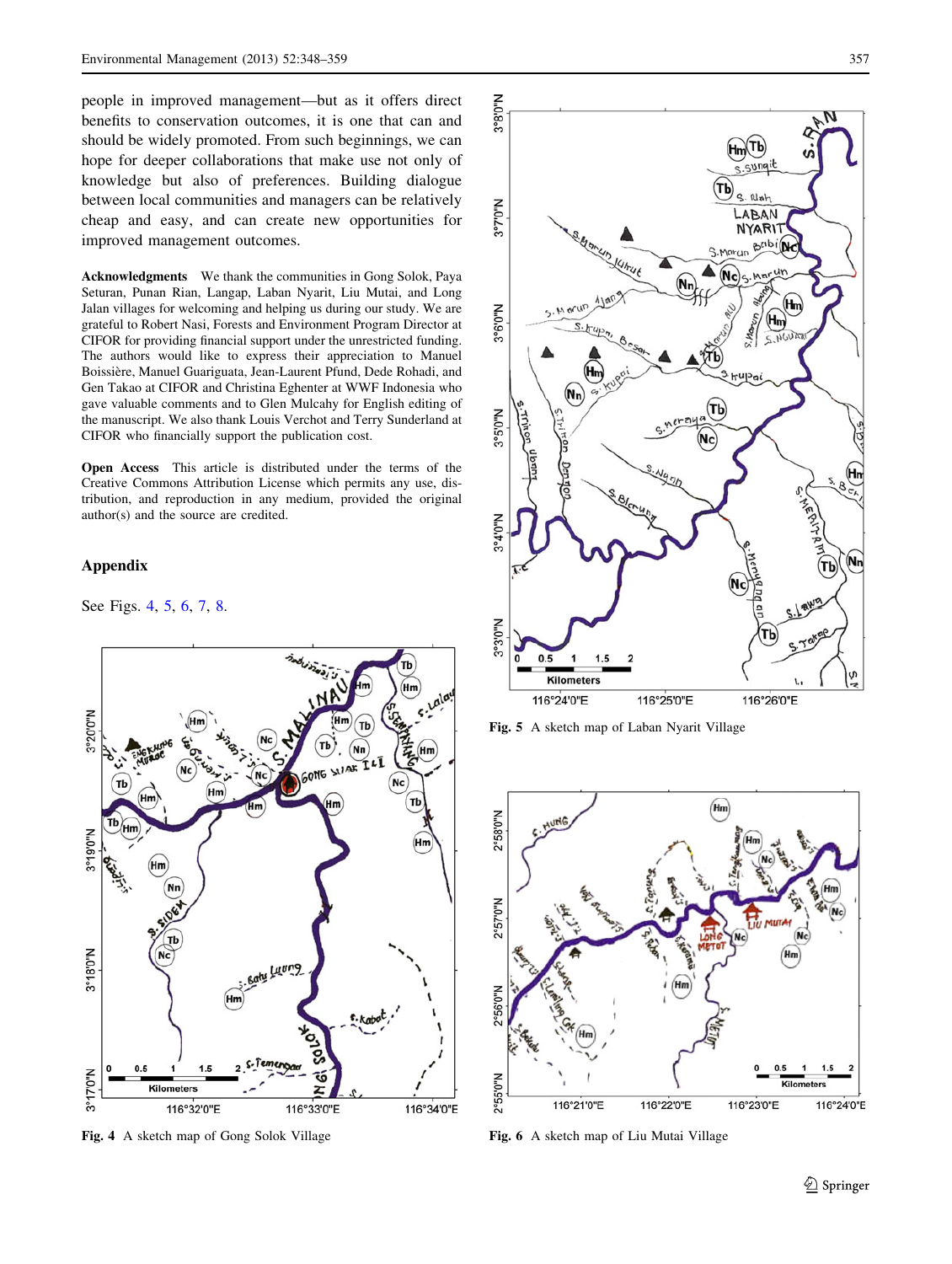people in improved management—but as it offers direct benefits to conservation outcomes, it is one that can and should be widely promoted. From such beginnings, we can hope for deeper collaborations that make use not only of knowledge but also of preferences. Building dialogue between local communities and managers can be relatively cheap and easy, and can create new opportunities for improved management outcomes.

**Acknowledgments** We thank the communities in Gong Solok, Paya Seturan, Punan Rian, Langap, Laban Nyarit, Liu Mutai, and Long Jalan villages for welcoming and helping us during our study. We are grateful to Robert Nasi, Forests and Environment Program Director at CIFOR for providing financial support under the unrestricted funding. The authors would like to express their appreciation to Manuel Boissière, Manuel Guariguata, Jean-Laurent Pfund, Dede Rohadi, and Gen Takao at CIFOR and Christina Eghenter at WWF Indonesia who gave valuable comments and to Glen Mulcahy for English editing of the manuscript. We also thank Louis Verchot and Terry Sunderland at CIFOR who financially support the publication cost.

**Open Access** This article is distributed under the terms of the Creative Commons Attribution License which permits any use, distribution, and reproduction in any medium, provided the original author(s) and the source are credited.

## Appendix

See Figs. 4, 5, 6, 7, 8.

**Fig. 4** A sketch map of Gong Solok Village

**Fig. 5** A sketch map of Laban Nyarit Village

**Fig. 6** A sketch map of Liu Mutai Village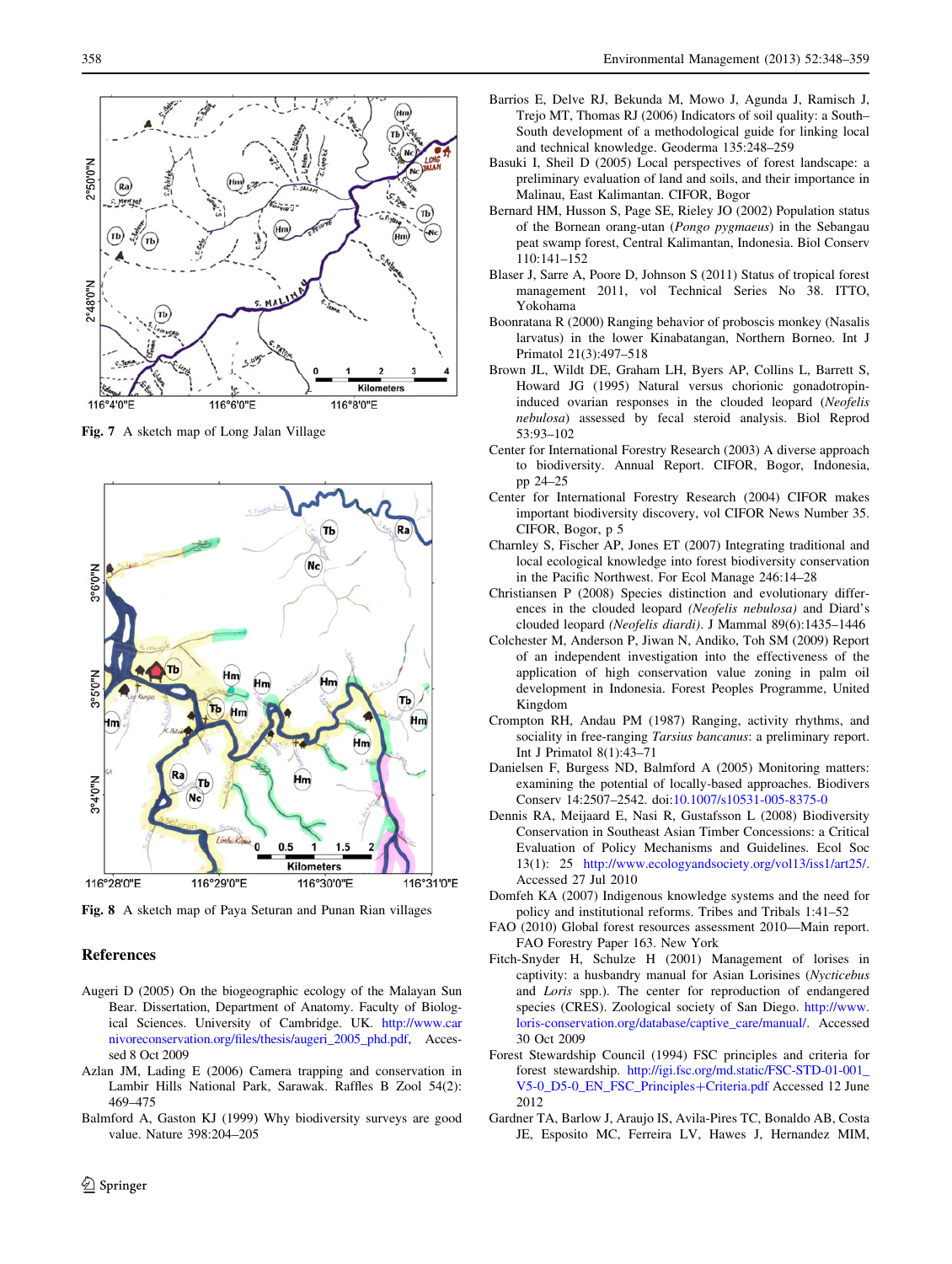Fig. 7 A sketch map of Long Jalan Village

Fig. 8 A sketch map of Paya Seturan and Punan Rian villages

## References

Augeri D (2005) On the biogeographic ecology of the Malayan Sun Bear. Dissertation, Department of Anatomy. Faculty of Biological Sciences. University of Cambridge. UK. http://www.carnivoreconservation.org/files/thesis/augeri_2005_phd.pdf, Accessed 8 Oct 2009

Azlan JM, Lading E (2006) Camera trapping and conservation in Lambir Hills National Park, Sarawak. Raffles B Zool 54(2): 469–475

Balmford A, Gaston KJ (1999) Why biodiversity surveys are good value. Nature 398:204–205

Barrios E, Delve RJ, Bekunda M, Mowo J, Agunda J, Ramisch J, Trejo MT, Thomas RJ (2006) Indicators of soil quality: a South–South development of a methodological guide for linking local and technical knowledge. Geoderma 135:248–259

Basuki I, Sheil D (2005) Local perspectives of forest landscape: a preliminary evaluation of land and soils, and their importance in Malinau, East Kalimantan. CIFOR, Bogor

Bernard HM, Husson S, Page SE, Rieley JO (2002) Population status of the Bornean orang-utan (*Pongo pygmaeus*) in the Sebangau peat swamp forest, Central Kalimantan, Indonesia. Biol Conserv 110:141–152

Blaser J, Sarre A, Poore D, Johnson S (2011) Status of tropical forest management 2011, vol Technical Series No 38. ITTO, Yokohama

Boonratana R (2000) Ranging behavior of proboscis monkey (Nasalis larvatus) in the lower Kinabatangan, Northern Borneo. Int J Primatol 21(3):497–518

Brown JL, Wildt DE, Graham LH, Byers AP, Collins L, Barrett S, Howard JG (1995) Natural versus chorionic gonadotropin-induced ovarian responses in the clouded leopard (*Neofelis nebulosa*) assessed by fecal steroid analysis. Biol Reprod 53:93–102

Center for International Forestry Research (2003) A diverse approach to biodiversity. Annual Report. CIFOR, Bogor, Indonesia, pp 24–25

Center for International Forestry Research (2004) CIFOR makes important biodiversity discovery, vol CIFOR News Number 35. CIFOR, Bogor, p 5

Charnley S, Fischer AP, Jones ET (2007) Integrating traditional and local ecological knowledge into forest biodiversity conservation in the Pacific Northwest. For Ecol Manage 246:14–28

Christiansen P (2008) Species distinction and evolutionary differences in the clouded leopard *(Neofelis nebulosa)* and Diard's clouded leopard *(Neofelis diardi)*. J Mammal 89(6):1435–1446

Colchester M, Anderson P, Jiwan N, Andiko, Toh SM (2009) Report of an independent investigation into the effectiveness of the application of high conservation value zoning in palm oil development in Indonesia. Forest Peoples Programme, United Kingdom

Crompton RH, Andau PM (1987) Ranging, activity rhythms, and sociality in free-ranging *Tarsius bancanus*: a preliminary report. Int J Primatol 8(1):43–71

Danielsen F, Burgess ND, Balmford A (2005) Monitoring matters: examining the potential of locally-based approaches. Biodivers Conserv 14:2507–2542. doi:10.1007/s10531-005-8375-0

Dennis RA, Meijaard E, Nasi R, Gustafsson L (2008) Biodiversity Conservation in Southeast Asian Timber Concessions: a Critical Evaluation of Policy Mechanisms and Guidelines. Ecol Soc 13(1): 25 http://www.ecologyandsociety.org/vol13/iss1/art25/. Accessed 27 Jul 2010

Domfeh KA (2007) Indigenous knowledge systems and the need for policy and institutional reforms. Tribes and Tribals 1:41–52

FAO (2010) Global forest resources assessment 2010—Main report. FAO Forestry Paper 163. New York

Fitch-Snyder H, Schulze H (2001) Management of lorises in captivity: a husbandry manual for Asian Lorisines (*Nycticebus* and *Loris* spp.). The center for reproduction of endangered species (CRES). Zoological society of San Diego. http://www.loris-conservation.org/database/captive_care/manual/. Accessed 30 Oct 2009

Forest Stewardship Council (1994) FSC principles and criteria for forest stewardship. http://igi.fsc.org/md.static/FSC-STD-01-001_V5-0_D5-0_EN_FSC_Principles+Criteria.pdf Accessed 12 June 2012

Gardner TA, Barlow J, Araujo IS, Avila-Pires TC, Bonaldo AB, Costa JE, Esposito MC, Ferreira LV, Hawes J, Hernandez MIM,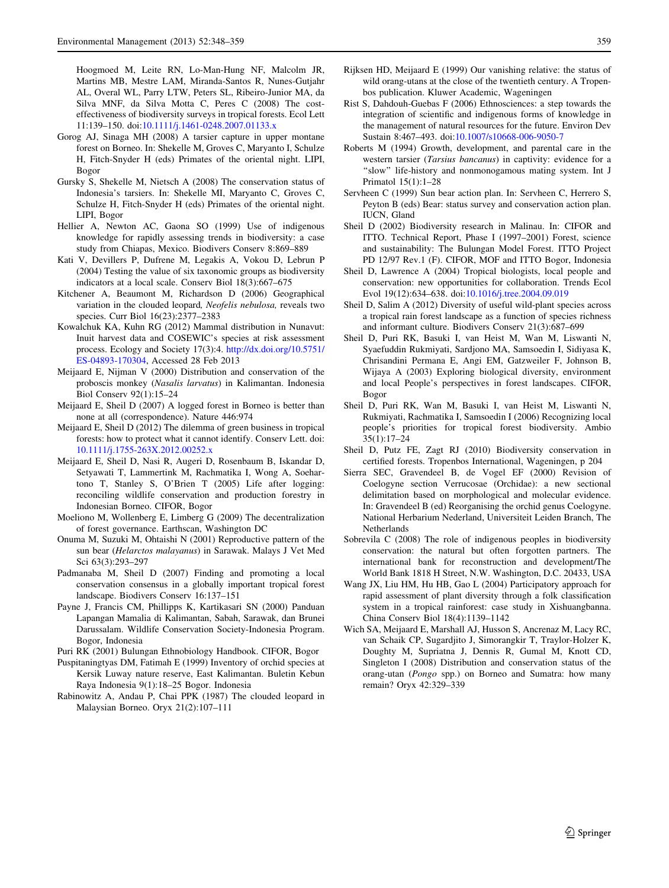Hoogmoed M, Leite RN, Lo-Man-Hung NF, Malcolm JR, Martins MB, Mestre LAM, Miranda-Santos R, Nunes-Gutjahr AL, Overal WL, Parry LTW, Peters SL, Ribeiro-Junior MA, da Silva MNF, da Silva Motta C, Peres C (2008) The cost-effectiveness of biodiversity surveys in tropical forests. Ecol Lett 11:139–150. doi:10.1111/j.1461-0248.2007.01133.x

Gorog AJ, Sinaga MH (2008) A tarsier capture in upper montane forest on Borneo. In: Shekelle M, Groves C, Maryanto I, Schulze H, Fitch-Snyder H (eds) Primates of the oriental night. LIPI, Bogor

Gursky S, Shekelle M, Nietsch A (2008) The conservation status of Indonesia's tarsiers. In: Shekelle MI, Maryanto C, Groves C, Schulze H, Fitch-Snyder H (eds) Primates of the oriental night. LIPI, Bogor

Hellier A, Newton AC, Gaona SO (1999) Use of indigenous knowledge for rapidly assessing trends in biodiversity: a case study from Chiapas, Mexico. Biodivers Conserv 8:869–889

Kati V, Devillers P, Dufrene M, Legakis A, Vokou D, Lebrun P (2004) Testing the value of six taxonomic groups as biodiversity indicators at a local scale. Conserv Biol 18(3):667–675

Kitchener A, Beaumont M, Richardson D (2006) Geographical variation in the clouded leopard, *Neofelis nebulosa,* reveals two species. Curr Biol 16(23):2377–2383

Kowalchuk KA, Kuhn RG (2012) Mammal distribution in Nunavut: Inuit harvest data and COSEWIC's species at risk assessment process. Ecology and Society 17(3):4. http://dx.doi.org/10.5751/ES-04893-170304, Accessed 28 Feb 2013

Meijaard E, Nijman V (2000) Distribution and conservation of the proboscis monkey (*Nasalis larvatus*) in Kalimantan. Indonesia Biol Conserv 92(1):15–24

Meijaard E, Sheil D (2007) A logged forest in Borneo is better than none at all (correspondence). Nature 446:974

Meijaard E, Sheil D (2012) The dilemma of green business in tropical forests: how to protect what it cannot identify. Conserv Lett. doi:10.1111/j.1755-263X.2012.00252.x

Meijaard E, Sheil D, Nasi R, Augeri D, Rosenbaum B, Iskandar D, Setyawati T, Lammertink M, Rachmatika I, Wong A, Soehartono T, Stanley S, O'Brien T (2005) Life after logging: reconciling wildlife conservation and production forestry in Indonesian Borneo. CIFOR, Bogor

Moeliono M, Wollenberg E, Limberg G (2009) The decentralization of forest governance. Earthscan, Washington DC

Onuma M, Suzuki M, Ohtaishi N (2001) Reproductive pattern of the sun bear (*Helarctos malayanus*) in Sarawak. Malays J Vet Med Sci 63(3):293–297

Padmanaba M, Sheil D (2007) Finding and promoting a local conservation consensus in a globally important tropical forest landscape. Biodivers Conserv 16:137–151

Payne J, Francis CM, Phillipps K, Kartikasari SN (2000) Panduan Lapangan Mamalia di Kalimantan, Sabah, Sarawak, dan Brunei Darussalam. Wildlife Conservation Society-Indonesia Program. Bogor, Indonesia

Puri RK (2001) Bulungan Ethnobiology Handbook. CIFOR, Bogor

Puspitaningtyas DM, Fatimah E (1999) Inventory of orchid species at Kersik Luway nature reserve, East Kalimantan. Buletin Kebun Raya Indonesia 9(1):18–25 Bogor. Indonesia

Rabinowitz A, Andau P, Chai PPK (1987) The clouded leopard in Malaysian Borneo. Oryx 21(2):107–111

Rijksen HD, Meijaard E (1999) Our vanishing relative: the status of wild orang-utans at the close of the twentieth century. A Tropenbos publication. Kluwer Academic, Wageningen

Rist S, Dahdouh-Guebas F (2006) Ethnosciences: a step towards the integration of scientific and indigenous forms of knowledge in the management of natural resources for the future. Environ Dev Sustain 8:467–493. doi:10.1007/s10668-006-9050-7

Roberts M (1994) Growth, development, and parental care in the western tarsier (*Tarsius bancanus*) in captivity: evidence for a "slow" life-history and nonmonogamous mating system. Int J Primatol 15(1):1–28

Servheen C (1999) Sun bear action plan. In: Servheen C, Herrero S, Peyton B (eds) Bear: status survey and conservation action plan. IUCN, Gland

Sheil D (2002) Biodiversity research in Malinau. In: CIFOR and ITTO. Technical Report, Phase I (1997–2001) Forest, science and sustainability: The Bulungan Model Forest. ITTO Project PD 12/97 Rev.1 (F). CIFOR, MOF and ITTO Bogor, Indonesia

Sheil D, Lawrence A (2004) Tropical biologists, local people and conservation: new opportunities for collaboration. Trends Ecol Evol 19(12):634–638. doi:10.1016/j.tree.2004.09.019

Sheil D, Salim A (2012) Diversity of useful wild-plant species across a tropical rain forest landscape as a function of species richness and informant culture. Biodivers Conserv 21(3):687–699

Sheil D, Puri RK, Basuki I, van Heist M, Wan M, Liswanti N, Syaefuddin Rukmiyati, Sardjono MA, Samsoedin I, Sidiyasa K, Chrisandini Permana E, Angi EM, Gatzweiler F, Johnson B, Wijaya A (2003) Exploring biological diversity, environment and local People's perspectives in forest landscapes. CIFOR, Bogor

Sheil D, Puri RK, Wan M, Basuki I, van Heist M, Liswanti N, Rukmiyati, Rachmatika I, Samsoedin I (2006) Recognizing local people's priorities for tropical forest biodiversity. Ambio 35(1):17–24

Sheil D, Putz FE, Zagt RJ (2010) Biodiversity conservation in certified forests. Tropenbos International, Wageningen, p 204

Sierra SEC, Gravendeel B, de Vogel EF (2000) Revision of Coelogyne section Verrucosae (Orchidae): a new sectional delimitation based on morphological and molecular evidence. In: Gravendeel B (ed) Reorganising the orchid genus Coelogyne. National Herbarium Nederland, Universiteit Leiden Branch, The Netherlands

Sobrevila C (2008) The role of indigenous peoples in biodiversity conservation: the natural but often forgotten partners. The international bank for reconstruction and development/The World Bank 1818 H Street, N.W. Washington, D.C. 20433, USA

Wang JX, Liu HM, Hu HB, Gao L (2004) Participatory approach for rapid assessment of plant diversity through a folk classification system in a tropical rainforest: case study in Xishuangbanna. China Conserv Biol 18(4):1139–1142

Wich SA, Meijaard E, Marshall AJ, Husson S, Ancrenaz M, Lacy RC, van Schaik CP, Sugardjito J, Simorangkir T, Traylor-Holzer K, Doughty M, Supriatna J, Dennis R, Gumal M, Knott CD, Singleton I (2008) Distribution and conservation status of the orang-utan (*Pongo* spp.) on Borneo and Sumatra: how many remain? Oryx 42:329–339